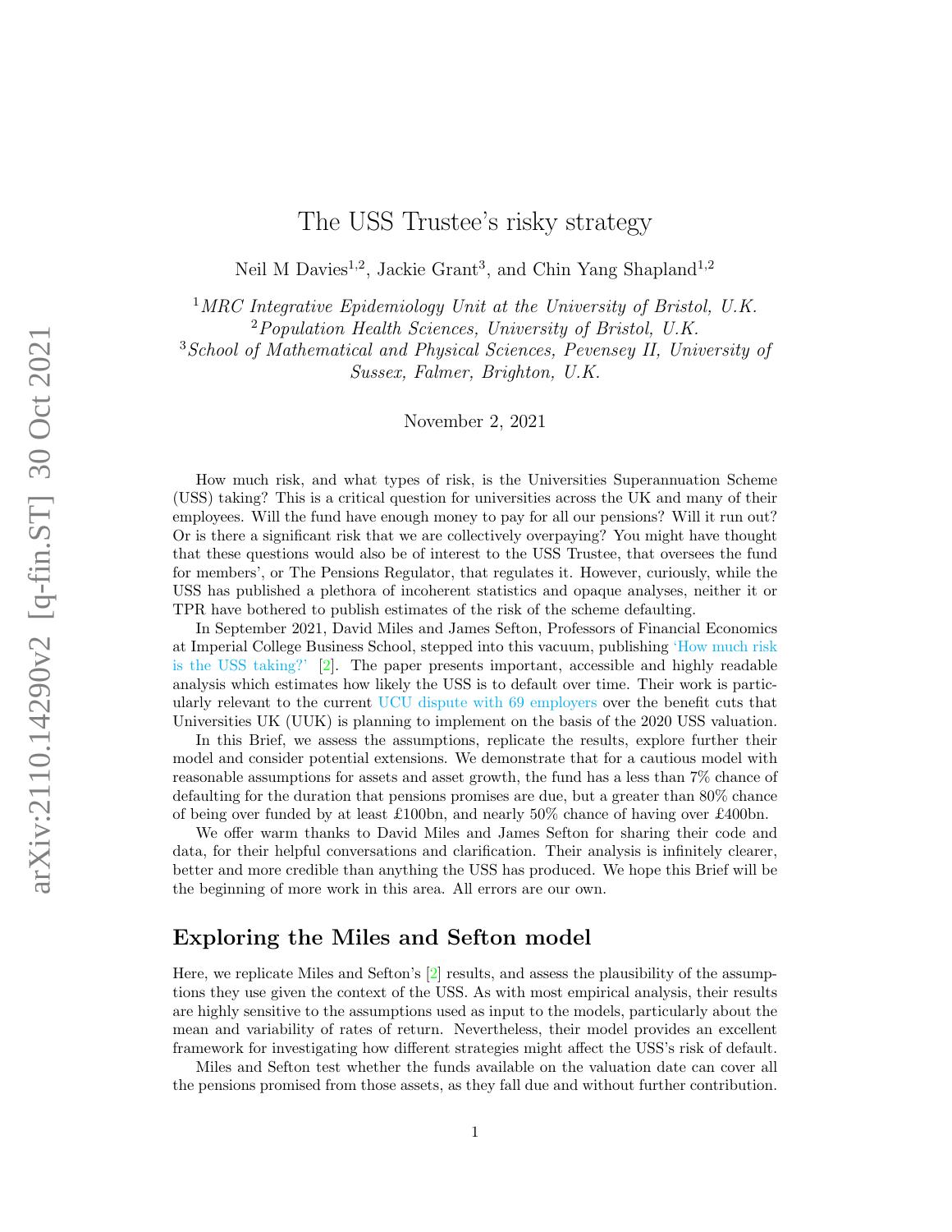# The USS Trustee's risky strategy

Neil M Davies[1,2], Jackie Grant[3], and Chin Yang Shapland[1,2]

[1] *MRC Integrative Epidemiology Unit at the University of Bristol, U.K.*
[2] *Population Health Sciences, University of Bristol, U.K.*
[3] *School of Mathematical and Physical Sciences, Pevensey II, University of Sussex, Falmer, Brighton, U.K.*

November 2, 2021

How much risk, and what types of risk, is the Universities Superannuation Scheme (USS) taking? This is a critical question for universities across the UK and many of their employees. Will the fund have enough money to pay for all our pensions? Will it run out? Or is there a significant risk that we are collectively overpaying? You might have thought that these questions would also be of interest to the USS Trustee, that oversees the fund for members', or The Pensions Regulator, that regulates it. However, curiously, while the USS has published a plethora of incoherent statistics and opaque analyses, neither it or TPR have bothered to publish estimates of the risk of the scheme defaulting.

In September 2021, David Miles and James Sefton, Professors of Financial Economics at Imperial College Business School, stepped into this vacuum, publishing 'How much risk is the USS taking?' [2]. The paper presents important, accessible and highly readable analysis which estimates how likely the USS is to default over time. Their work is particularly relevant to the current UCU dispute with 69 employers over the benefit cuts that Universities UK (UUK) is planning to implement on the basis of the 2020 USS valuation.

In this Brief, we assess the assumptions, replicate the results, explore further their model and consider potential extensions. We demonstrate that for a cautious model with reasonable assumptions for assets and asset growth, the fund has a less than 7% chance of defaulting for the duration that pensions promises are due, but a greater than 80% chance of being over funded by at least £100bn, and nearly 50% chance of having over £400bn.

We offer warm thanks to David Miles and James Sefton for sharing their code and data, for their helpful conversations and clarification. Their analysis is infinitely clearer, better and more credible than anything the USS has produced. We hope this Brief will be the beginning of more work in this area. All errors are our own.

## Exploring the Miles and Sefton model

Here, we replicate Miles and Sefton's [2] results, and assess the plausibility of the assumptions they use given the context of the USS. As with most empirical analysis, their results are highly sensitive to the assumptions used as input to the models, particularly about the mean and variability of rates of return. Nevertheless, their model provides an excellent framework for investigating how different strategies might affect the USS's risk of default.

Miles and Sefton test whether the funds available on the valuation date can cover all the pensions promised from those assets, as they fall due and without further contribution.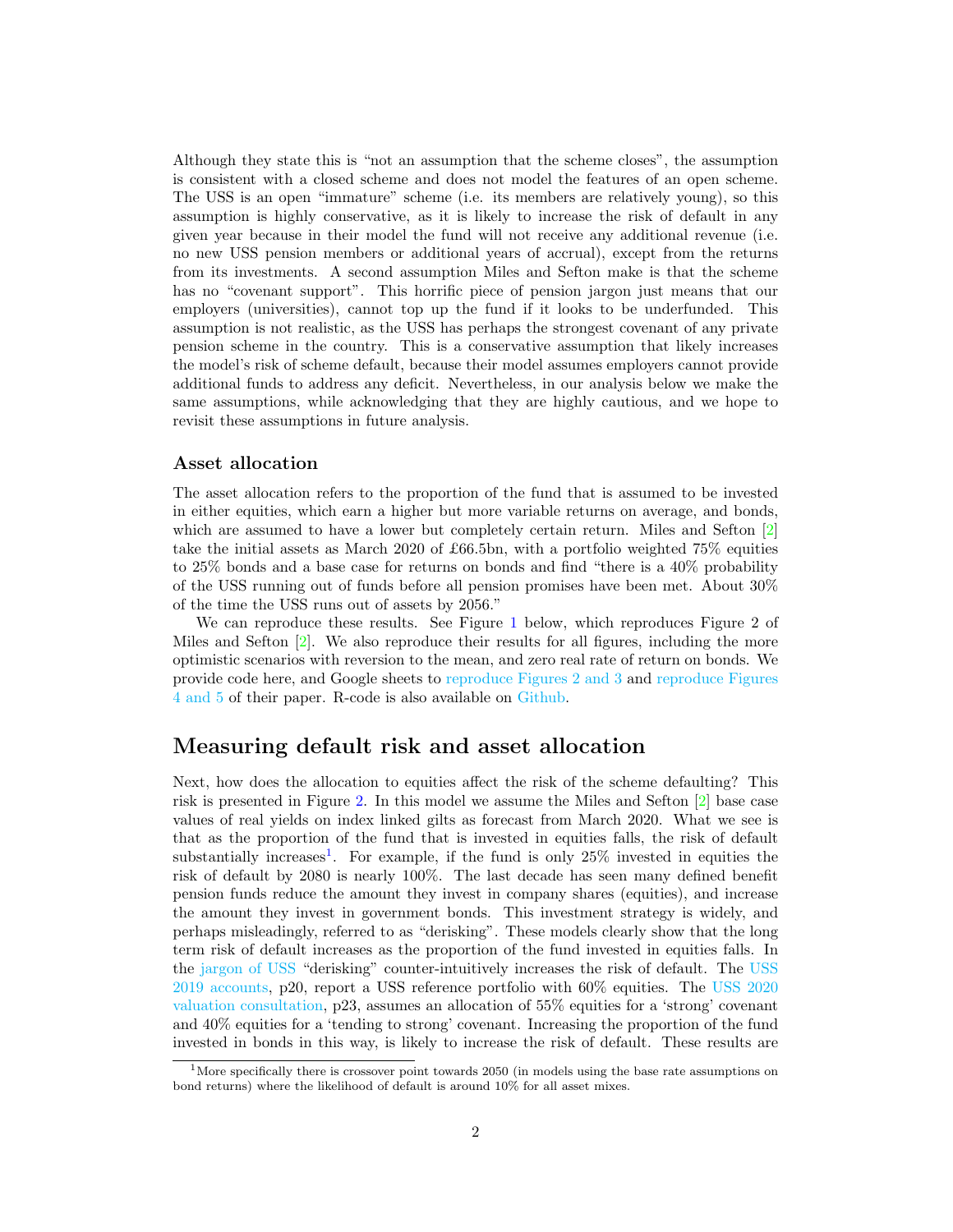Although they state this is "not an assumption that the scheme closes", the assumption is consistent with a closed scheme and does not model the features of an open scheme. The USS is an open "immature" scheme (i.e. its members are relatively young), so this assumption is highly conservative, as it is likely to increase the risk of default in any given year because in their model the fund will not receive any additional revenue (i.e. no new USS pension members or additional years of accrual), except from the returns from its investments. A second assumption Miles and Sefton make is that the scheme has no "covenant support". This horrific piece of pension jargon just means that our employers (universities), cannot top up the fund if it looks to be underfunded. This assumption is not realistic, as the USS has perhaps the strongest covenant of any private pension scheme in the country. This is a conservative assumption that likely increases the model's risk of scheme default, because their model assumes employers cannot provide additional funds to address any deficit. Nevertheless, in our analysis below we make the same assumptions, while acknowledging that they are highly cautious, and we hope to revisit these assumptions in future analysis.

### Asset allocation

The asset allocation refers to the proportion of the fund that is assumed to be invested in either equities, which earn a higher but more variable returns on average, and bonds, which are assumed to have a lower but completely certain return. Miles and Sefton [2] take the initial assets as March 2020 of £66.5bn, with a portfolio weighted 75% equities to 25% bonds and a base case for returns on bonds and find "there is a 40% probability of the USS running out of funds before all pension promises have been met. About 30% of the time the USS runs out of assets by 2056."

We can reproduce these results. See Figure 1 below, which reproduces Figure 2 of Miles and Sefton [2]. We also reproduce their results for all figures, including the more optimistic scenarios with reversion to the mean, and zero real rate of return on bonds. We provide code here, and Google sheets to reproduce Figures 2 and 3 and reproduce Figures 4 and 5 of their paper. R-code is also available on Github.

## Measuring default risk and asset allocation

Next, how does the allocation to equities affect the risk of the scheme defaulting? This risk is presented in Figure 2. In this model we assume the Miles and Sefton [2] base case values of real yields on index linked gilts as forecast from March 2020. What we see is that as the proportion of the fund that is invested in equities falls, the risk of default substantially increases[1]. For example, if the fund is only 25% invested in equities the risk of default by 2080 is nearly 100%. The last decade has seen many defined benefit pension funds reduce the amount they invest in company shares (equities), and increase the amount they invest in government bonds. This investment strategy is widely, and perhaps misleadingly, referred to as "derisking". These models clearly show that the long term risk of default increases as the proportion of the fund invested in equities falls. In the jargon of USS "derisking" counter-intuitively increases the risk of default. The USS 2019 accounts, p20, report a USS reference portfolio with 60% equities. The USS 2020 valuation consultation, p23, assumes an allocation of 55% equities for a 'strong' covenant and 40% equities for a 'tending to strong' covenant. Increasing the proportion of the fund invested in bonds in this way, is likely to increase the risk of default. These results are

[1] More specifically there is crossover point towards 2050 (in models using the base rate assumptions on bond returns) where the likelihood of default is around 10% for all asset mixes.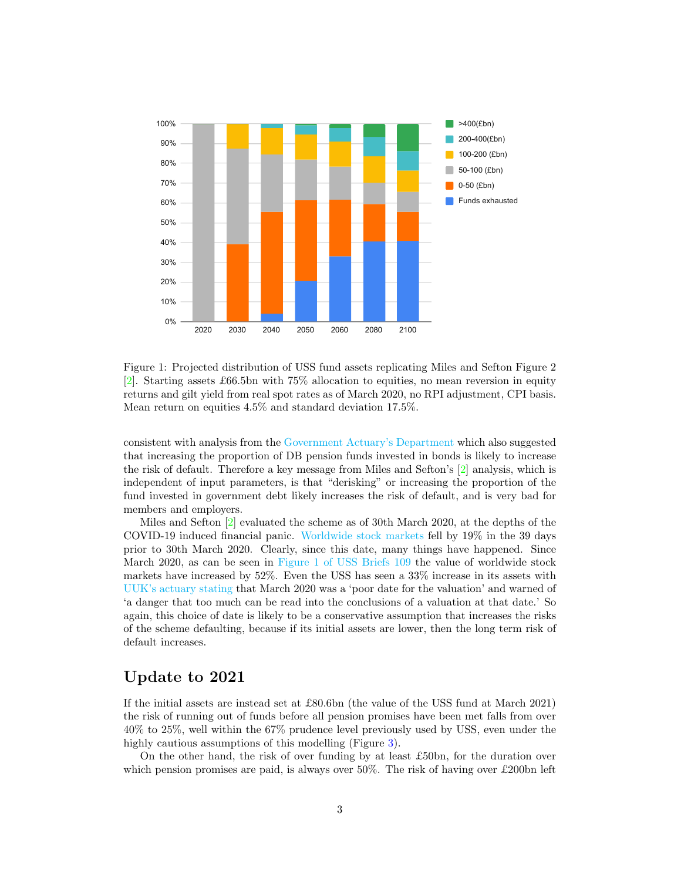Figure 1: Projected distribution of USS fund assets replicating Miles and Sefton Figure 2 [2]. Starting assets £66.5bn with 75% allocation to equities, no mean reversion in equity returns and gilt yield from real spot rates as of March 2020, no RPI adjustment, CPI basis. Mean return on equities 4.5% and standard deviation 17.5%.

consistent with analysis from the Government Actuary's Department which also suggested that increasing the proportion of DB pension funds invested in bonds is likely to increase the risk of default. Therefore a key message from Miles and Sefton's [2] analysis, which is independent of input parameters, is that "derisking" or increasing the proportion of the fund invested in government debt likely increases the risk of default, and is very bad for members and employers.

Miles and Sefton [2] evaluated the scheme as of 30th March 2020, at the depths of the COVID-19 induced financial panic. Worldwide stock markets fell by 19% in the 39 days prior to 30th March 2020. Clearly, since this date, many things have happened. Since March 2020, as can be seen in Figure 1 of USS Briefs 109 the value of worldwide stock markets have increased by 52%. Even the USS has seen a 33% increase in its assets with UUK's actuary stating that March 2020 was a 'poor date for the valuation' and warned of 'a danger that too much can be read into the conclusions of a valuation at that date.' So again, this choice of date is likely to be a conservative assumption that increases the risks of the scheme defaulting, because if its initial assets are lower, then the long term risk of default increases.

## Update to 2021

If the initial assets are instead set at £80.6bn (the value of the USS fund at March 2021) the risk of running out of funds before all pension promises have been met falls from over 40% to 25%, well within the 67% prudence level previously used by USS, even under the highly cautious assumptions of this modelling (Figure 3).

On the other hand, the risk of over funding by at least £50bn, for the duration over which pension promises are paid, is always over 50%. The risk of having over £200bn left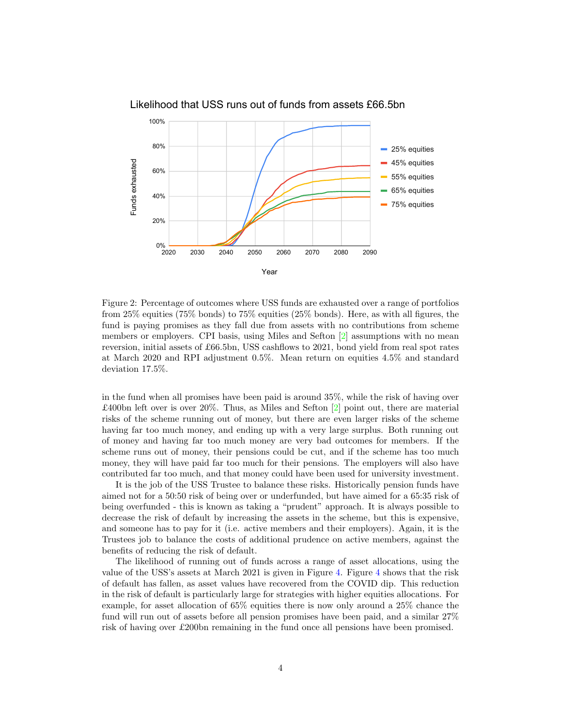Figure 2: Percentage of outcomes where USS funds are exhausted over a range of portfolios from 25% equities (75% bonds) to 75% equities (25% bonds). Here, as with all figures, the fund is paying promises as they fall due from assets with no contributions from scheme members or employers. CPI basis, using Miles and Sefton [2] assumptions with no mean reversion, initial assets of £66.5bn, USS cashflows to 2021, bond yield from real spot rates at March 2020 and RPI adjustment 0.5%. Mean return on equities 4.5% and standard deviation 17.5%.

in the fund when all promises have been paid is around 35%, while the risk of having over £400bn left over is over 20%. Thus, as Miles and Sefton [2] point out, there are material risks of the scheme running out of money, but there are even larger risks of the scheme having far too much money, and ending up with a very large surplus. Both running out of money and having far too much money are very bad outcomes for members. If the scheme runs out of money, their pensions could be cut, and if the scheme has too much money, they will have paid far too much for their pensions. The employers will also have contributed far too much, and that money could have been used for university investment.

It is the job of the USS Trustee to balance these risks. Historically pension funds have aimed not for a 50:50 risk of being over or underfunded, but have aimed for a 65:35 risk of being overfunded - this is known as taking a "prudent" approach. It is always possible to decrease the risk of default by increasing the assets in the scheme, but this is expensive, and someone has to pay for it (i.e. active members and their employers). Again, it is the Trustees job to balance the costs of additional prudence on active members, against the benefits of reducing the risk of default.

The likelihood of running out of funds across a range of asset allocations, using the value of the USS's assets at March 2021 is given in Figure 4. Figure 4 shows that the risk of default has fallen, as asset values have recovered from the COVID dip. This reduction in the risk of default is particularly large for strategies with higher equities allocations. For example, for asset allocation of 65% equities there is now only around a 25% chance the fund will run out of assets before all pension promises have been paid, and a similar 27% risk of having over £200bn remaining in the fund once all pensions have been promised.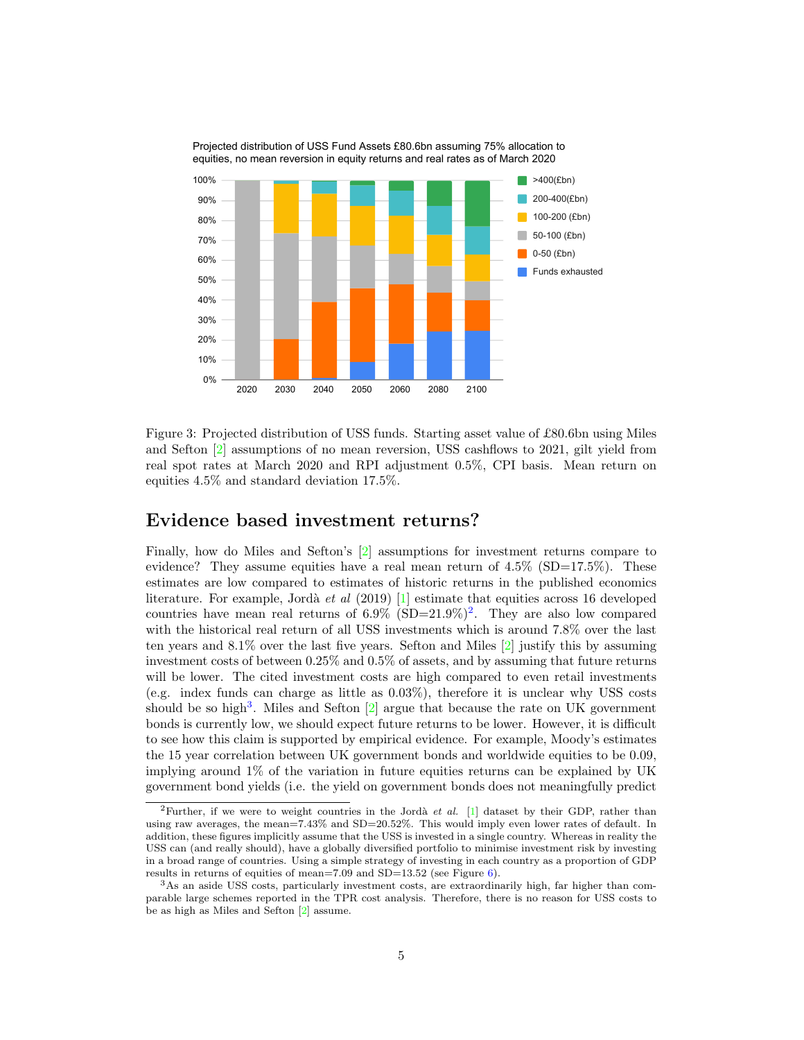Projected distribution of USS Fund Assets £80.6bn assuming 75% allocation to equities, no mean reversion in equity returns and real rates as of March 2020

Figure 3: Projected distribution of USS funds. Starting asset value of £80.6bn using Miles and Sefton [2] assumptions of no mean reversion, USS cashflows to 2021, gilt yield from real spot rates at March 2020 and RPI adjustment 0.5%, CPI basis. Mean return on equities 4.5% and standard deviation 17.5%.

## Evidence based investment returns?

Finally, how do Miles and Sefton's [2] assumptions for investment returns compare to evidence? They assume equities have a real mean return of 4.5% (SD=17.5%). These estimates are low compared to estimates of historic returns in the published economics literature. For example, Jordà *et al* (2019) [1] estimate that equities across 16 developed countries have mean real returns of 6.9% (SD=21.9%)[2]. They are also low compared with the historical real return of all USS investments which is around 7.8% over the last ten years and 8.1% over the last five years. Sefton and Miles [2] justify this by assuming investment costs of between 0.25% and 0.5% of assets, and by assuming that future returns will be lower. The cited investment costs are high compared to even retail investments (e.g. index funds can charge as little as 0.03%), therefore it is unclear why USS costs should be so high[3]. Miles and Sefton [2] argue that because the rate on UK government bonds is currently low, we should expect future returns to be lower. However, it is difficult to see how this claim is supported by empirical evidence. For example, Moody's estimates the 15 year correlation between UK government bonds and worldwide equities to be 0.09, implying around 1% of the variation in future equities returns can be explained by UK government bond yields (i.e. the yield on government bonds does not meaningfully predict

[2]Further, if we were to weight countries in the Jordà *et al.* [1] dataset by their GDP, rather than using raw averages, the mean=7.43% and SD=20.52%. This would imply even lower rates of default. In addition, these figures implicitly assume that the USS is invested in a single country. Whereas in reality the USS can (and really should), have a globally diversified portfolio to minimise investment risk by investing in a broad range of countries. Using a simple strategy of investing in each country as a proportion of GDP results in returns of equities of mean=7.09 and SD=13.52 (see Figure 6).

[3]As an aside USS costs, particularly investment costs, are extraordinarily high, far higher than comparable large schemes reported in the TPR cost analysis. Therefore, there is no reason for USS costs to be as high as Miles and Sefton [2] assume.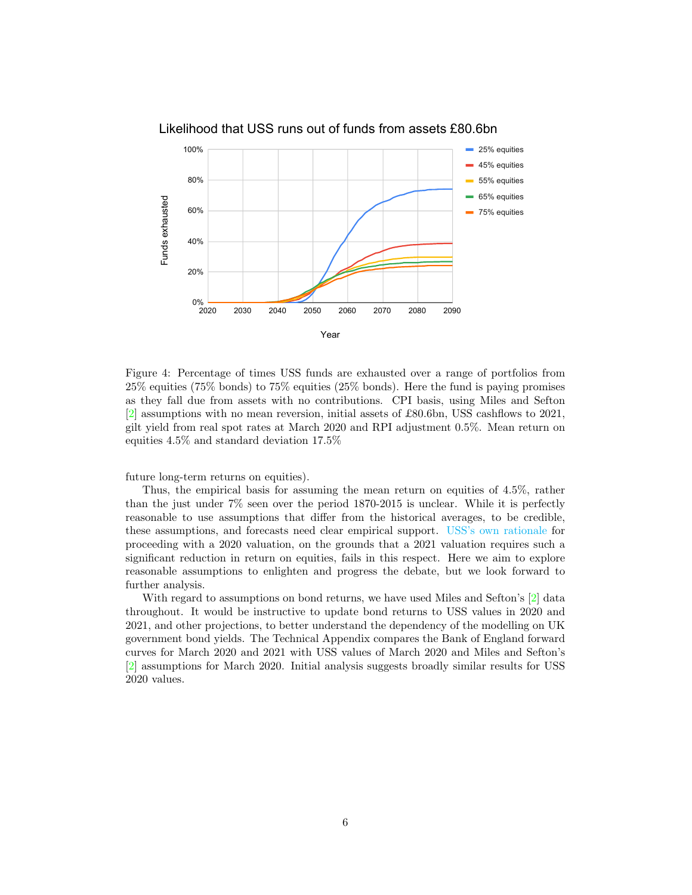Figure 4: Percentage of times USS funds are exhausted over a range of portfolios from 25% equities (75% bonds) to 75% equities (25% bonds). Here the fund is paying promises as they fall due from assets with no contributions. CPI basis, using Miles and Sefton [2] assumptions with no mean reversion, initial assets of £80.6bn, USS cashflows to 2021, gilt yield from real spot rates at March 2020 and RPI adjustment 0.5%. Mean return on equities 4.5% and standard deviation 17.5%

future long-term returns on equities).

Thus, the empirical basis for assuming the mean return on equities of 4.5%, rather than the just under 7% seen over the period 1870-2015 is unclear. While it is perfectly reasonable to use assumptions that differ from the historical averages, to be credible, these assumptions, and forecasts need clear empirical support. USS's own rationale for proceeding with a 2020 valuation, on the grounds that a 2021 valuation requires such a significant reduction in return on equities, fails in this respect. Here we aim to explore reasonable assumptions to enlighten and progress the debate, but we look forward to further analysis.

With regard to assumptions on bond returns, we have used Miles and Sefton's [2] data throughout. It would be instructive to update bond returns to USS values in 2020 and 2021, and other projections, to better understand the dependency of the modelling on UK government bond yields. The Technical Appendix compares the Bank of England forward curves for March 2020 and 2021 with USS values of March 2020 and Miles and Sefton's [2] assumptions for March 2020. Initial analysis suggests broadly similar results for USS 2020 values.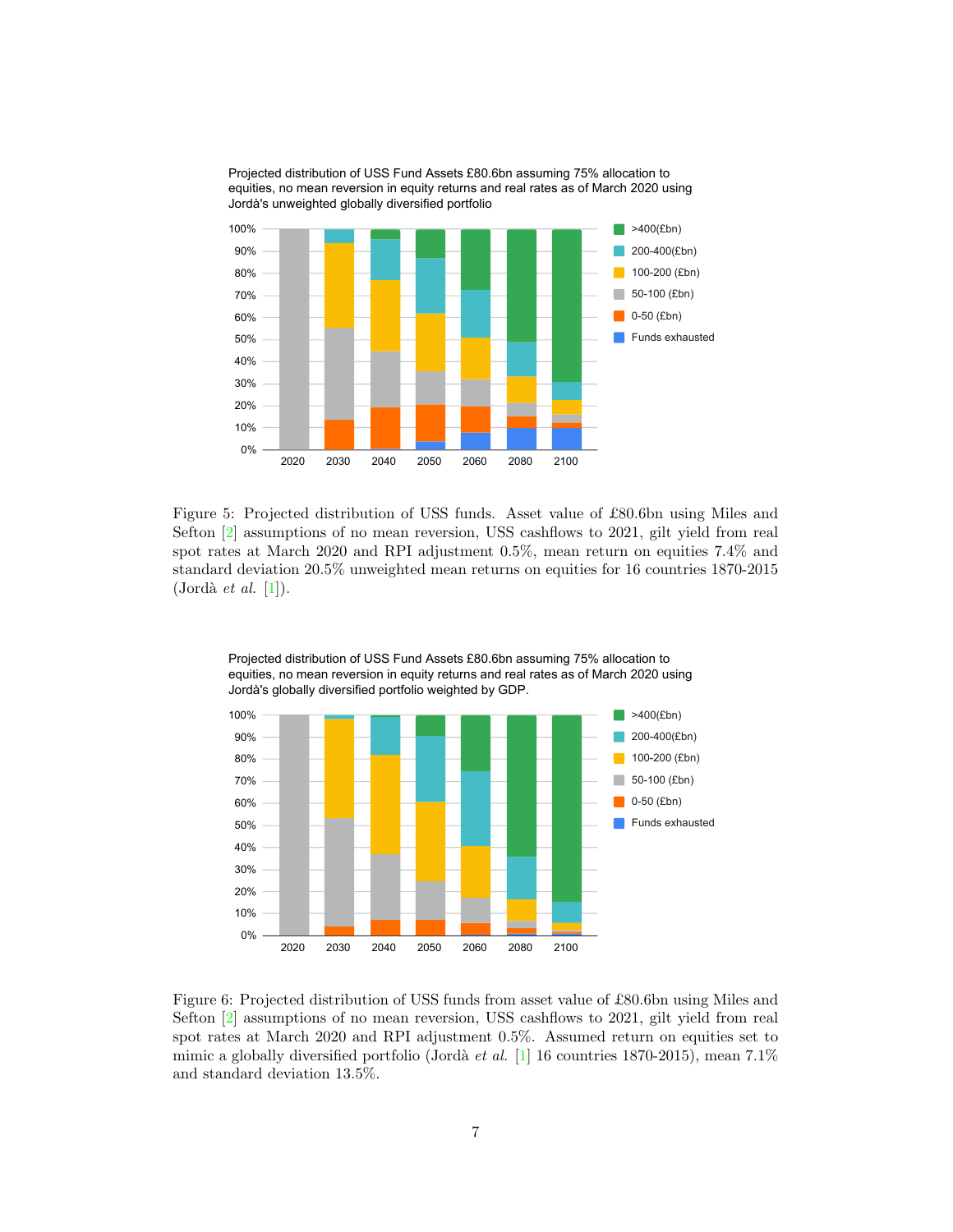Figure 5: Projected distribution of USS funds. Asset value of £80.6bn using Miles and Sefton [2] assumptions of no mean reversion, USS cashflows to 2021, gilt yield from real spot rates at March 2020 and RPI adjustment 0.5%, mean return on equities 7.4% and standard deviation 20.5% unweighted mean returns on equities for 16 countries 1870-2015 (Jordà *et al.* [1]).

Figure 6: Projected distribution of USS funds from asset value of £80.6bn using Miles and Sefton [2] assumptions of no mean reversion, USS cashflows to 2021, gilt yield from real spot rates at March 2020 and RPI adjustment 0.5%. Assumed return on equities set to mimic a globally diversified portfolio (Jordà *et al.* [1] 16 countries 1870-2015), mean 7.1% and standard deviation 13.5%.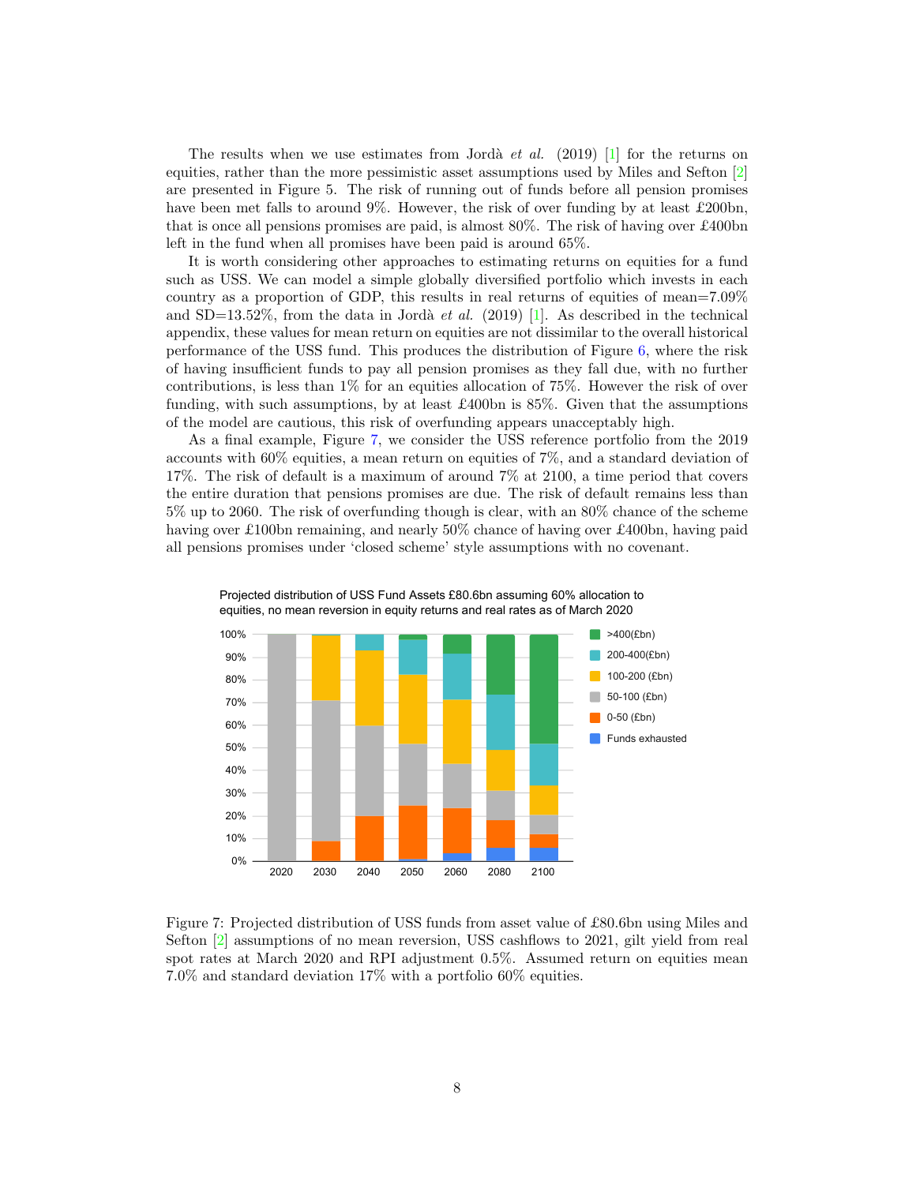The results when we use estimates from Jordà *et al.* (2019) [1] for the returns on equities, rather than the more pessimistic asset assumptions used by Miles and Sefton [2] are presented in Figure 5. The risk of running out of funds before all pension promises have been met falls to around 9%. However, the risk of over funding by at least £200bn, that is once all pensions promises are paid, is almost 80%. The risk of having over £400bn left in the fund when all promises have been paid is around 65%.

It is worth considering other approaches to estimating returns on equities for a fund such as USS. We can model a simple globally diversified portfolio which invests in each country as a proportion of GDP, this results in real returns of equities of mean=7.09% and SD=13.52%, from the data in Jordà *et al.* (2019) [1]. As described in the technical appendix, these values for mean return on equities are not dissimilar to the overall historical performance of the USS fund. This produces the distribution of Figure 6, where the risk of having insufficient funds to pay all pension promises as they fall due, with no further contributions, is less than 1% for an equities allocation of 75%. However the risk of over funding, with such assumptions, by at least £400bn is 85%. Given that the assumptions of the model are cautious, this risk of overfunding appears unacceptably high.

As a final example, Figure 7, we consider the USS reference portfolio from the 2019 accounts with 60% equities, a mean return on equities of 7%, and a standard deviation of 17%. The risk of default is a maximum of around 7% at 2100, a time period that covers the entire duration that pensions promises are due. The risk of default remains less than 5% up to 2060. The risk of overfunding though is clear, with an 80% chance of the scheme having over £100bn remaining, and nearly 50% chance of having over £400bn, having paid all pensions promises under 'closed scheme' style assumptions with no covenant.

Figure 7: Projected distribution of USS funds from asset value of £80.6bn using Miles and Sefton [2] assumptions of no mean reversion, USS cashflows to 2021, gilt yield from real spot rates at March 2020 and RPI adjustment 0.5%. Assumed return on equities mean 7.0% and standard deviation 17% with a portfolio 60% equities.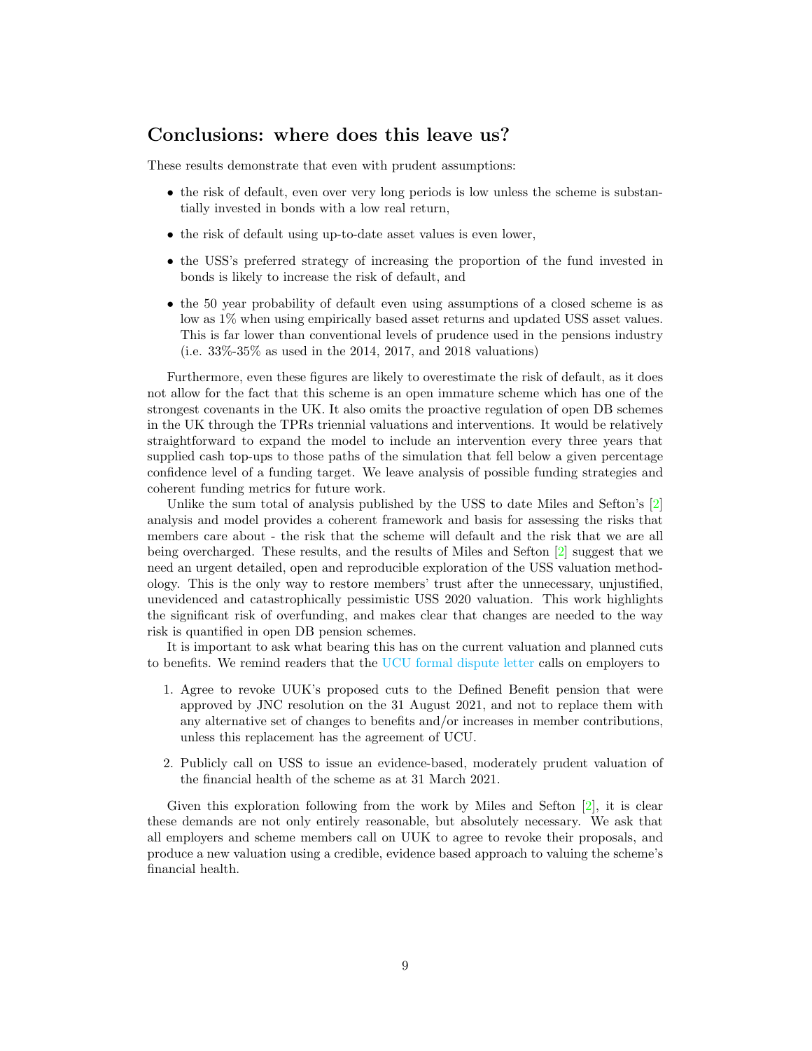## Conclusions: where does this leave us?

These results demonstrate that even with prudent assumptions:

- the risk of default, even over very long periods is low unless the scheme is substantially invested in bonds with a low real return,
- the risk of default using up-to-date asset values is even lower,
- the USS's preferred strategy of increasing the proportion of the fund invested in bonds is likely to increase the risk of default, and
- the 50 year probability of default even using assumptions of a closed scheme is as low as 1% when using empirically based asset returns and updated USS asset values. This is far lower than conventional levels of prudence used in the pensions industry (i.e. 33%-35% as used in the 2014, 2017, and 2018 valuations)

Furthermore, even these figures are likely to overestimate the risk of default, as it does not allow for the fact that this scheme is an open immature scheme which has one of the strongest covenants in the UK. It also omits the proactive regulation of open DB schemes in the UK through the TPRs triennial valuations and interventions. It would be relatively straightforward to expand the model to include an intervention every three years that supplied cash top-ups to those paths of the simulation that fell below a given percentage confidence level of a funding target. We leave analysis of possible funding strategies and coherent funding metrics for future work.

Unlike the sum total of analysis published by the USS to date Miles and Sefton's [2] analysis and model provides a coherent framework and basis for assessing the risks that members care about - the risk that the scheme will default and the risk that we are all being overcharged. These results, and the results of Miles and Sefton [2] suggest that we need an urgent detailed, open and reproducible exploration of the USS valuation methodology. This is the only way to restore members' trust after the unnecessary, unjustified, unevidenced and catastrophically pessimistic USS 2020 valuation. This work highlights the significant risk of overfunding, and makes clear that changes are needed to the way risk is quantified in open DB pension schemes.

It is important to ask what bearing this has on the current valuation and planned cuts to benefits. We remind readers that the UCU formal dispute letter calls on employers to

1. Agree to revoke UUK's proposed cuts to the Defined Benefit pension that were approved by JNC resolution on the 31 August 2021, and not to replace them with any alternative set of changes to benefits and/or increases in member contributions, unless this replacement has the agreement of UCU.
2. Publicly call on USS to issue an evidence-based, moderately prudent valuation of the financial health of the scheme as at 31 March 2021.

Given this exploration following from the work by Miles and Sefton [2], it is clear these demands are not only entirely reasonable, but absolutely necessary. We ask that all employers and scheme members call on UUK to agree to revoke their proposals, and produce a new valuation using a credible, evidence based approach to valuing the scheme's financial health.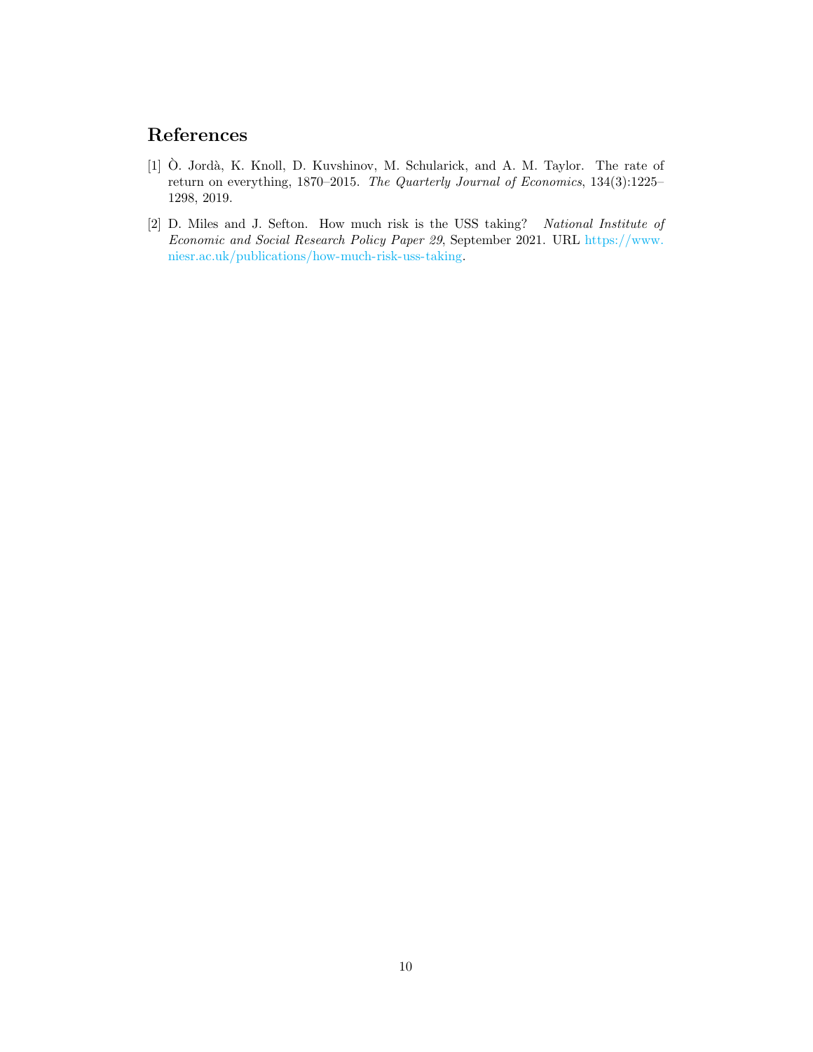# References

[1] Ò. Jordà, K. Knoll, D. Kuvshinov, M. Schularick, and A. M. Taylor. The rate of return on everything, 1870–2015. *The Quarterly Journal of Economics*, 134(3):1225–1298, 2019.

[2] D. Miles and J. Sefton. How much risk is the USS taking? *National Institute of Economic and Social Research Policy Paper 29*, September 2021. URL https://www.niesr.ac.uk/publications/how-much-risk-uss-taking.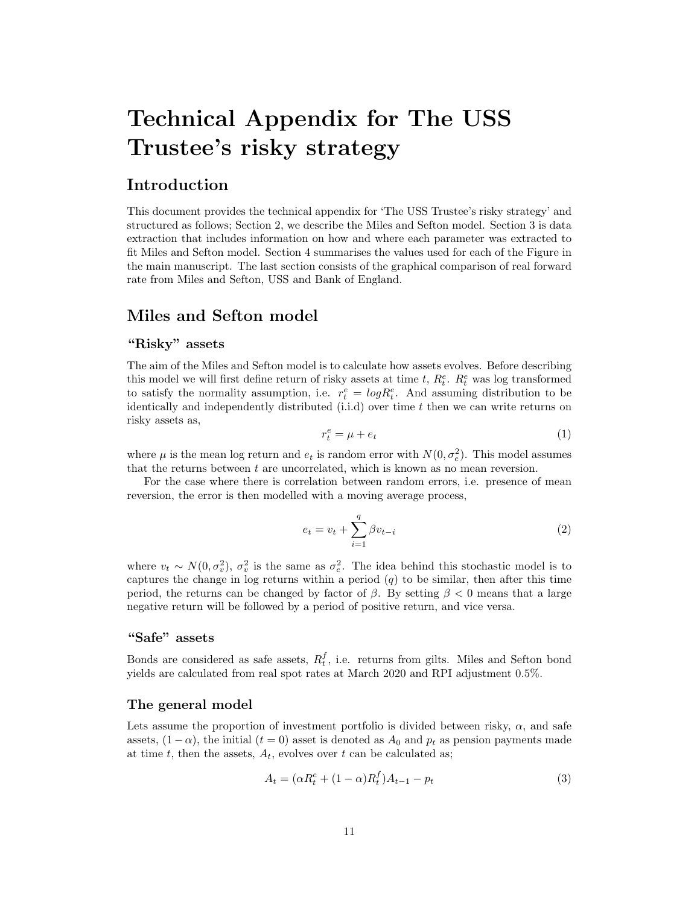# Technical Appendix for The USS Trustee's risky strategy

## Introduction

This document provides the technical appendix for 'The USS Trustee's risky strategy' and structured as follows; Section 2, we describe the Miles and Sefton model. Section 3 is data extraction that includes information on how and where each parameter was extracted to fit Miles and Sefton model. Section 4 summarises the values used for each of the Figure in the main manuscript. The last section consists of the graphical comparison of real forward rate from Miles and Sefton, USS and Bank of England.

## Miles and Sefton model

### "Risky" assets

The aim of the Miles and Sefton model is to calculate how assets evolves. Before describing this model we will first define return of risky assets at time $t$, $R_t^e$. $R_t^e$ was log transformed to satisfy the normality assumption, i.e. $r_t^e = log R_t^e$. And assuming distribution to be identically and independently distributed (i.i.d) over time $t$ then we can write returns on risky assets as,

$$r_t^e = \mu + e_t \tag{1}$$

where $\mu$ is the mean log return and $e_t$ is random error with $N(0, \sigma_e^2)$. This model assumes that the returns between $t$ are uncorrelated, which is known as no mean reversion.

For the case where there is correlation between random errors, i.e. presence of mean reversion, the error is then modelled with a moving average process,

$$e_t = v_t + \sum_{i=1}^{q} \beta v_{t-i} \tag{2}$$

where $v_t \sim N(0, \sigma_v^2)$, $\sigma_v^2$ is the same as $\sigma_e^2$. The idea behind this stochastic model is to captures the change in log returns within a period ($q$) to be similar, then after this time period, the returns can be changed by factor of $\beta$. By setting $\beta < 0$ means that a large negative return will be followed by a period of positive return, and vice versa.

### "Safe" assets

Bonds are considered as safe assets, $R_t^f$, i.e. returns from gilts. Miles and Sefton bond yields are calculated from real spot rates at March 2020 and RPI adjustment 0.5%.

### The general model

Lets assume the proportion of investment portfolio is divided between risky, $\alpha$, and safe assets, $(1 - \alpha)$, the initial ($t = 0$) asset is denoted as $A_0$ and $p_t$ as pension payments made at time $t$, then the assets, $A_t$, evolves over $t$ can be calculated as;

$$A_t = (\alpha R_t^e + (1 - \alpha) R_t^f) A_{t-1} - p_t \tag{3}$$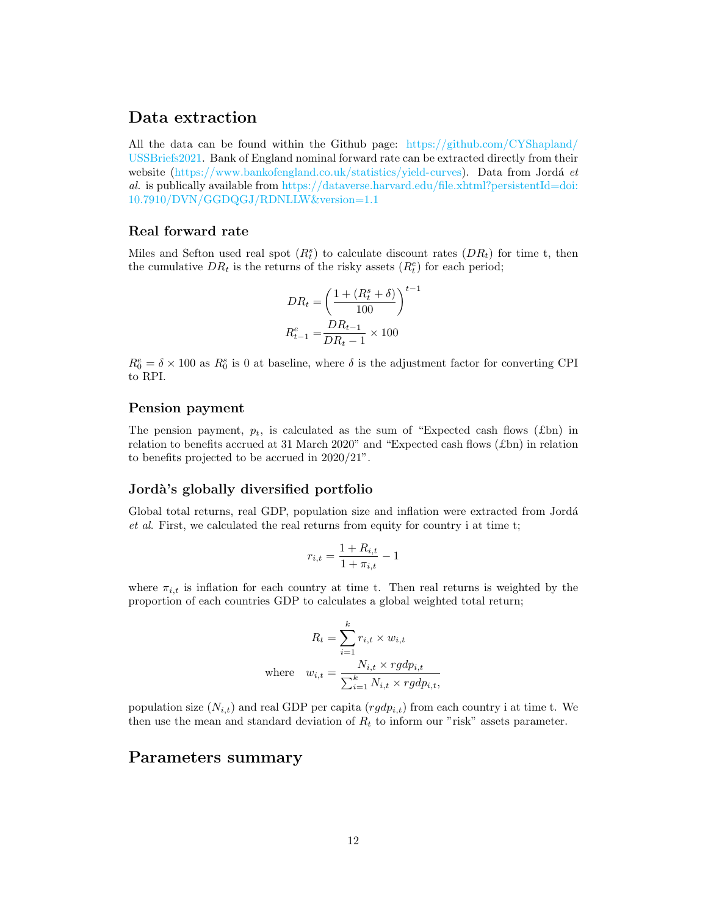## Data extraction

All the data can be found within the Github page: https://github.com/CYShapland/USSBriefs2021. Bank of England nominal forward rate can be extracted directly from their website (https://www.bankofengland.co.uk/statistics/yield-curves). Data from Jordá *et al.* is publically available from https://dataverse.harvard.edu/file.xhtml?persistentId=doi:10.7910/DVN/GGDQGJ/RDNLLW&version=1.1

### Real forward rate

Miles and Sefton used real spot ($R_t^s$) to calculate discount rates ($DR_t$) for time t, then the cumulative $DR_t$ is the returns of the risky assets ($R_t^e$) for each period;

$$
\begin{aligned}
DR_t &= \left(\frac{1 + (R_t^s + \delta)}{100}\right)^{t-1} \\
R_{t-1}^e &= \frac{DR_{t-1}}{DR_t - 1} \times 100
\end{aligned}
$$

$R_0^e = \delta \times 100$ as $R_0^s$ is 0 at baseline, where $\delta$ is the adjustment factor for converting CPI to RPI.

### Pension payment

The pension payment, $p_t$, is calculated as the sum of "Expected cash flows (£bn) in relation to benefits accrued at 31 March 2020" and "Expected cash flows (£bn) in relation to benefits projected to be accrued in 2020/21".

### Jordà's globally diversified portfolio

Global total returns, real GDP, population size and inflation were extracted from Jordá *et al.* First, we calculated the real returns from equity for country i at time t;

$$
r_{i,t} = \frac{1 + R_{i,t}}{1 + \pi_{i,t}} - 1
$$

where $\pi_{i,t}$ is inflation for each country at time t. Then real returns is weighted by the proportion of each countries GDP to calculates a global weighted total return;

$$
\begin{aligned}
R_t &= \sum_{i=1}^{k} r_{i,t} \times w_{i,t} \\
\text{where} \quad w_{i,t} &= \frac{N_{i,t} \times rgdp_{i,t}}{\sum_{i=1}^{k} N_{i,t} \times rgdp_{i,t}},
\end{aligned}
$$

population size ($N_{i,t}$) and real GDP per capita ($rgdp_{i,t}$) from each country i at time t. We then use the mean and standard deviation of $R_t$ to inform our "risk" assets parameter.

## Parameters summary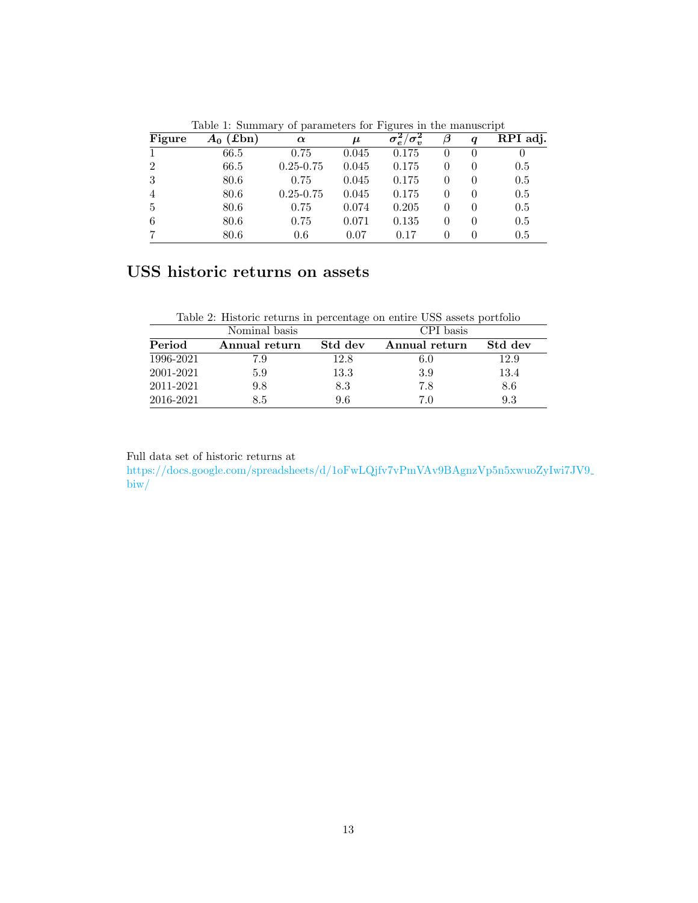Table 1: Summary of parameters for Figures in the manuscript

| Figure | $A_0$ (£bn) | $\alpha$ | $\mu$ | $\sigma_e^2/\sigma_v^2$ | $\beta$ | $q$ | RPI adj. |
|---|---|---|---|---|---|---|---|
| 1 | 66.5 | 0.75 | 0.045 | 0.175 | 0 | 0 | 0 |
| 2 | 66.5 | 0.25-0.75 | 0.045 | 0.175 | 0 | 0 | 0.5 |
| 3 | 80.6 | 0.75 | 0.045 | 0.175 | 0 | 0 | 0.5 |
| 4 | 80.6 | 0.25-0.75 | 0.045 | 0.175 | 0 | 0 | 0.5 |
| 5 | 80.6 | 0.75 | 0.074 | 0.205 | 0 | 0 | 0.5 |
| 6 | 80.6 | 0.75 | 0.071 | 0.135 | 0 | 0 | 0.5 |
| 7 | 80.6 | 0.6 | 0.07 | 0.17 | 0 | 0 | 0.5 |

## USS historic returns on assets

Table 2: Historic returns in percentage on entire USS assets portfolio

| | Nominal basis | | CPI basis | |
|---|---|---|---|---|
| **Period** | **Annual return** | **Std dev** | **Annual return** | **Std dev** |
| 1996-2021 | 7.9 | 12.8 | 6.0 | 12.9 |
| 2001-2021 | 5.9 | 13.3 | 3.9 | 13.4 |
| 2011-2021 | 9.8 | 8.3 | 7.8 | 8.6 |
| 2016-2021 | 8.5 | 9.6 | 7.0 | 9.3 |

Full data set of historic returns at
https://docs.google.com/spreadsheets/d/1oFwLQjfv7vPmVAv9BAgnzVp5n5xwuoZyIwi7JV9_biw/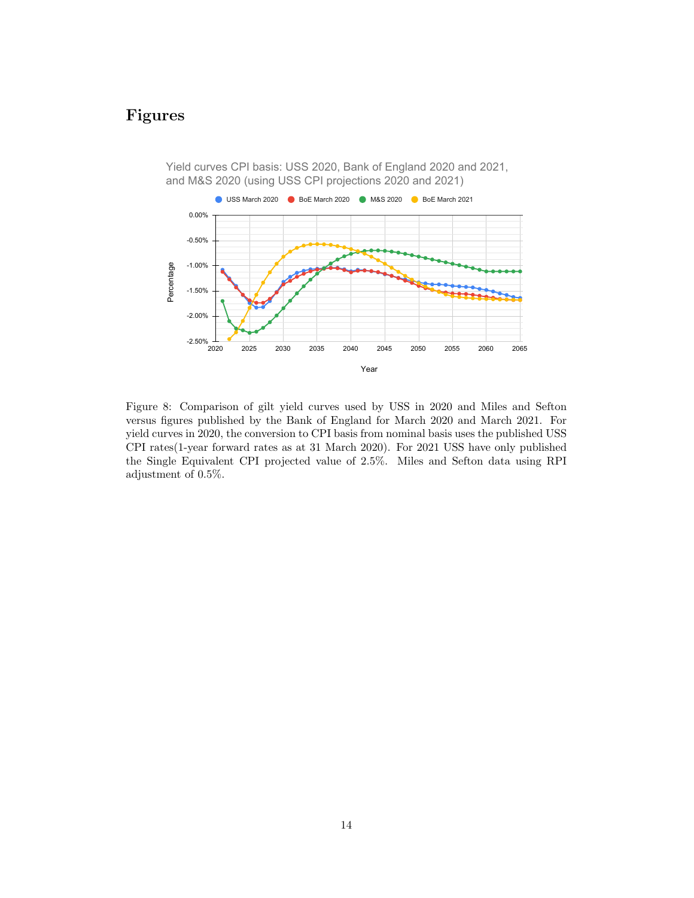# Figures

Yield curves CPI basis: USS 2020, Bank of England 2020 and 2021, and M&S 2020 (using USS CPI projections 2020 and 2021)

USS March 2020
BoE March 2020
M&S 2020
BoE March 2021

0.00%
-0.50%
-1.00%
-1.50%
-2.00%
-2.50%

Percentage

2020
2025
2030
2035
2040
2045
2050
2055
2060
2065

Year

Figure 8: Comparison of gilt yield curves used by USS in 2020 and Miles and Sefton versus figures published by the Bank of England for March 2020 and March 2021. For yield curves in 2020, the conversion to CPI basis from nominal basis uses the published USS CPI rates(1-year forward rates as at 31 March 2020). For 2021 USS have only published the Single Equivalent CPI projected value of 2.5%. Miles and Sefton data using RPI adjustment of 0.5%.